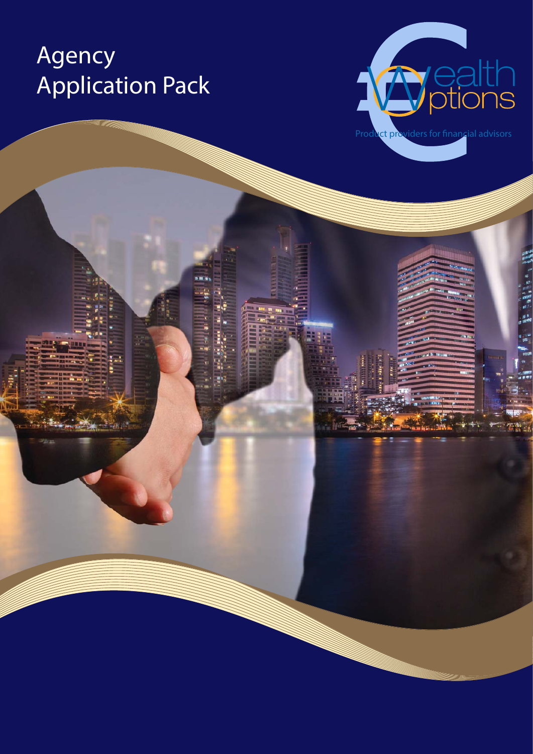# Agency Application Pack

Wealth Options

Product providers for financial advisors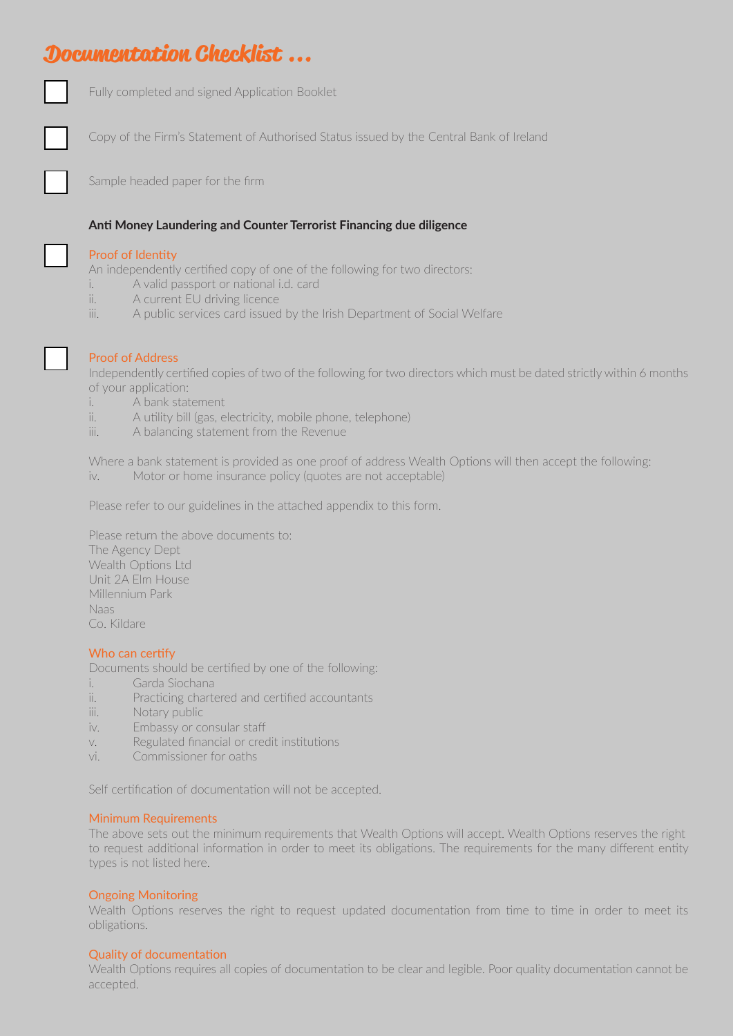# Documentation Checklist ...

- [ ] Fully completed and signed Application Booklet

- [ ] Copy of the Firm's Statement of Authorised Status issued by the Central Bank of Ireland

- [ ] Sample headed paper for the firm

**Anti Money Laundering and Counter Terrorist Financing due diligence**

- [ ] **Proof of Identity**

An independently certified copy of one of the following for two directors:

i. A valid passport or national i.d. card
ii. A current EU driving licence
iii. A public services card issued by the Irish Department of Social Welfare

- [ ] **Proof of Address**

Independently certified copies of two of the following for two directors which must be dated strictly within 6 months of your application:

i. A bank statement
ii. A utility bill (gas, electricity, mobile phone, telephone)
iii. A balancing statement from the Revenue

Where a bank statement is provided as one proof of address Wealth Options will then accept the following:

iv. Motor or home insurance policy (quotes are not acceptable)

Please refer to our guidelines in the attached appendix to this form.

Please return the above documents to:
The Agency Dept
Wealth Options Ltd
Unit 2A Elm House
Millennium Park
Naas
Co. Kildare

**Who can certify**

Documents should be certified by one of the following:

i. Garda Siochana
ii. Practicing chartered and certified accountants
iii. Notary public
iv. Embassy or consular staff
v. Regulated financial or credit institutions
vi. Commissioner for oaths

Self certification of documentation will not be accepted.

**Minimum Requirements**

The above sets out the minimum requirements that Wealth Options will accept. Wealth Options reserves the right to request additional information in order to meet its obligations. The requirements for the many different entity types is not listed here.

**Ongoing Monitoring**

Wealth Options reserves the right to request updated documentation from time to time in order to meet its obligations.

**Quality of documentation**

Wealth Options requires all copies of documentation to be clear and legible. Poor quality documentation cannot be accepted.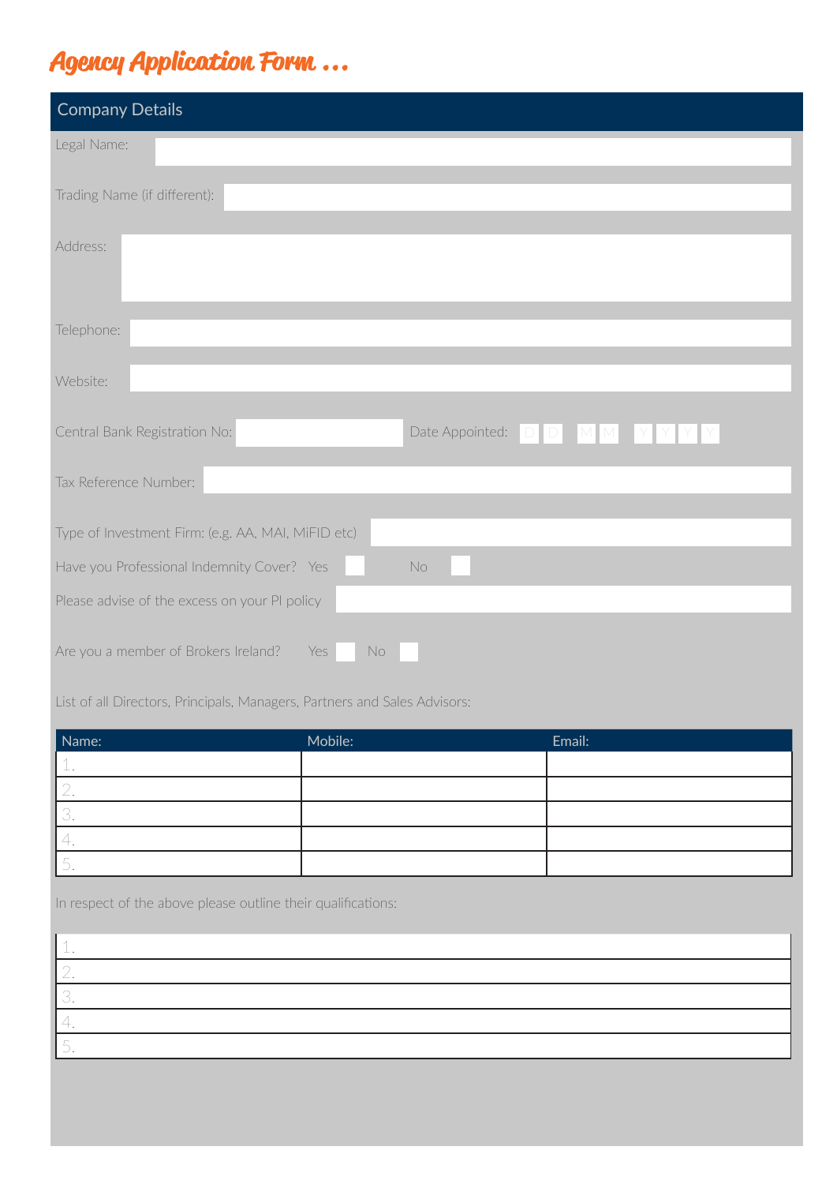# Agency Application Form ...

## Company Details

Legal Name:

Trading Name (if different):

Address:

Telephone:

Website:

Central Bank Registration No: Date Appointed: D D M M Y Y Y Y

Tax Reference Number:

Type of Investment Firm: (e.g. AA, MAI, MiFID etc)

Have you Professional Indemnity Cover? Yes ☐ No ☐

Please advise of the excess on your PI policy

Are you a member of Brokers Ireland? Yes ☐ No ☐

List of all Directors, Principals, Managers, Partners and Sales Advisors:

| Name: | Mobile: | Email: |
|---|---|---|
| 1. | | |
| 2. | | |
| 3. | | |
| 4. | | |
| 5. | | |

In respect of the above please outline their qualifications:

| |
|---|
| 1. |
| 2. |
| 3. |
| 4. |
| 5. |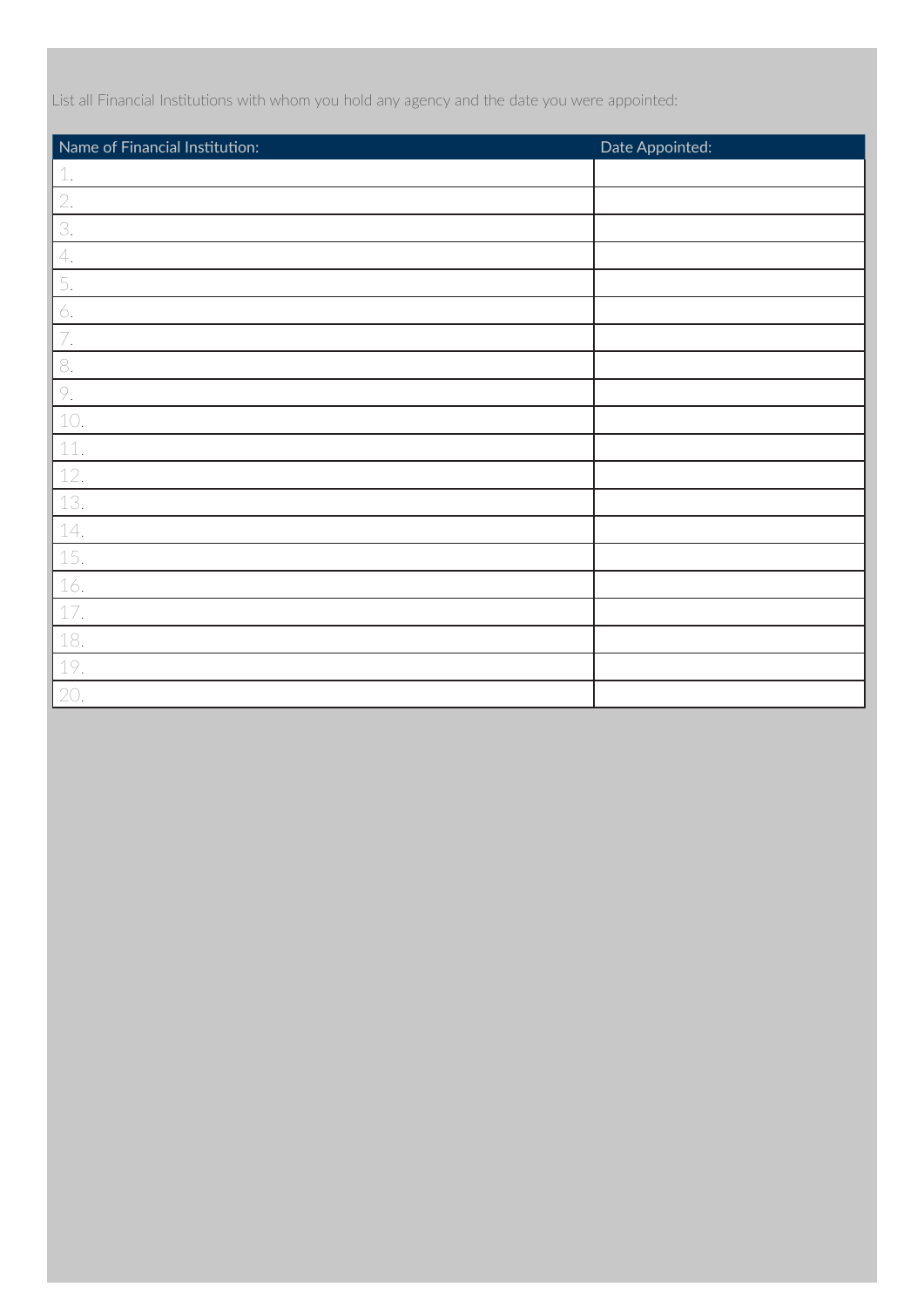List all Financial Institutions with whom you hold any agency and the date you were appointed:

| Name of Financial Institution: | Date Appointed: |
| --- | --- |
| 1. | |
| 2. | |
| 3. | |
| 4. | |
| 5. | |
| 6. | |
| 7. | |
| 8. | |
| 9. | |
| 10. | |
| 11. | |
| 12. | |
| 13. | |
| 14. | |
| 15. | |
| 16. | |
| 17. | |
| 18. | |
| 19. | |
| 20. | |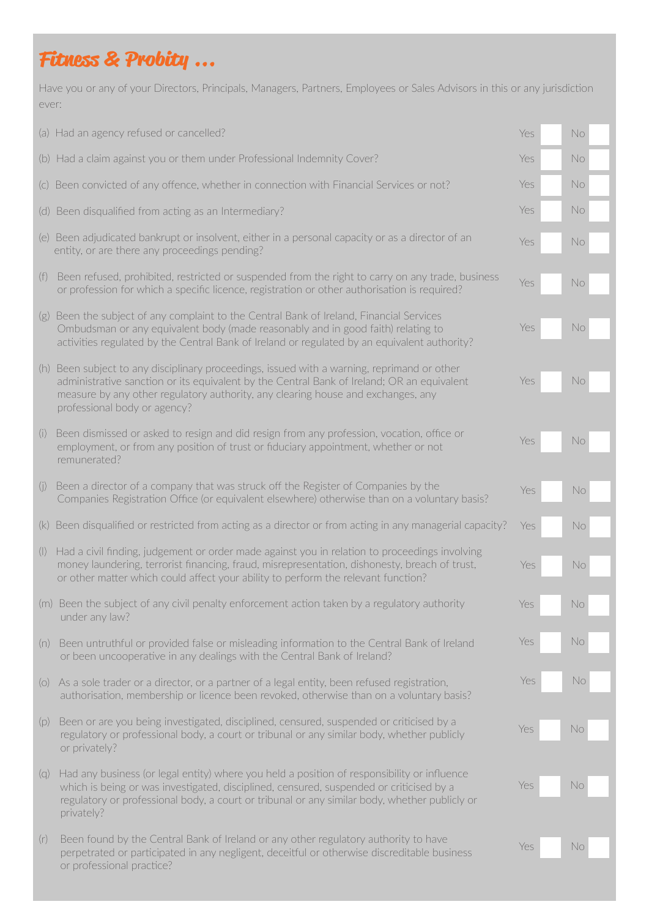# Fitness & Probity ...

Have you or any of your Directors, Principals, Managers, Partners, Employees or Sales Advisors in this or any jurisdiction ever:

| | | | |
|---|---|---|---|
| (a) | Had an agency refused or cancelled? | Yes ☐ | No ☐ |
| (b) | Had a claim against you or them under Professional Indemnity Cover? | Yes ☐ | No ☐ |
| (c) | Been convicted of any offence, whether in connection with Financial Services or not? | Yes ☐ | No ☐ |
| (d) | Been disqualified from acting as an Intermediary? | Yes ☐ | No ☐ |
| (e) | Been adjudicated bankrupt or insolvent, either in a personal capacity or as a director of an entity, or are there any proceedings pending? | Yes ☐ | No ☐ |
| (f) | Been refused, prohibited, restricted or suspended from the right to carry on any trade, business or profession for which a specific licence, registration or other authorisation is required? | Yes ☐ | No ☐ |
| (g) | Been the subject of any complaint to the Central Bank of Ireland, Financial Services Ombudsman or any equivalent body (made reasonably and in good faith) relating to activities regulated by the Central Bank of Ireland or regulated by an equivalent authority? | Yes ☐ | No ☐ |
| (h) | Been subject to any disciplinary proceedings, issued with a warning, reprimand or other administrative sanction or its equivalent by the Central Bank of Ireland; OR an equivalent measure by any other regulatory authority, any clearing house and exchanges, any professional body or agency? | Yes ☐ | No ☐ |
| (i) | Been dismissed or asked to resign and did resign from any profession, vocation, office or employment, or from any position of trust or fiduciary appointment, whether or not remunerated? | Yes ☐ | No ☐ |
| (j) | Been a director of a company that was struck off the Register of Companies by the Companies Registration Office (or equivalent elsewhere) otherwise than on a voluntary basis? | Yes ☐ | No ☐ |
| (k) | Been disqualified or restricted from acting as a director or from acting in any managerial capacity? | Yes ☐ | No ☐ |
| (l) | Had a civil finding, judgement or order made against you in relation to proceedings involving money laundering, terrorist financing, fraud, misrepresentation, dishonesty, breach of trust, or other matter which could affect your ability to perform the relevant function? | Yes ☐ | No ☐ |
| (m) | Been the subject of any civil penalty enforcement action taken by a regulatory authority under any law? | Yes ☐ | No ☐ |
| (n) | Been untruthful or provided false or misleading information to the Central Bank of Ireland or been uncooperative in any dealings with the Central Bank of Ireland? | Yes ☐ | No ☐ |
| (o) | As a sole trader or a director, or a partner of a legal entity, been refused registration, authorisation, membership or licence been revoked, otherwise than on a voluntary basis? | Yes ☐ | No ☐ |
| (p) | Been or are you being investigated, disciplined, censured, suspended or criticised by a regulatory or professional body, a court or tribunal or any similar body, whether publicly or privately? | Yes ☐ | No ☐ |
| (q) | Had any business (or legal entity) where you held a position of responsibility or influence which is being or was investigated, disciplined, censured, suspended or criticised by a regulatory or professional body, a court or tribunal or any similar body, whether publicly or privately? | Yes ☐ | No ☐ |
| (r) | Been found by the Central Bank of Ireland or any other regulatory authority to have perpetrated or participated in any negligent, deceitful or otherwise discreditable business or professional practice? | Yes ☐ | No ☐ |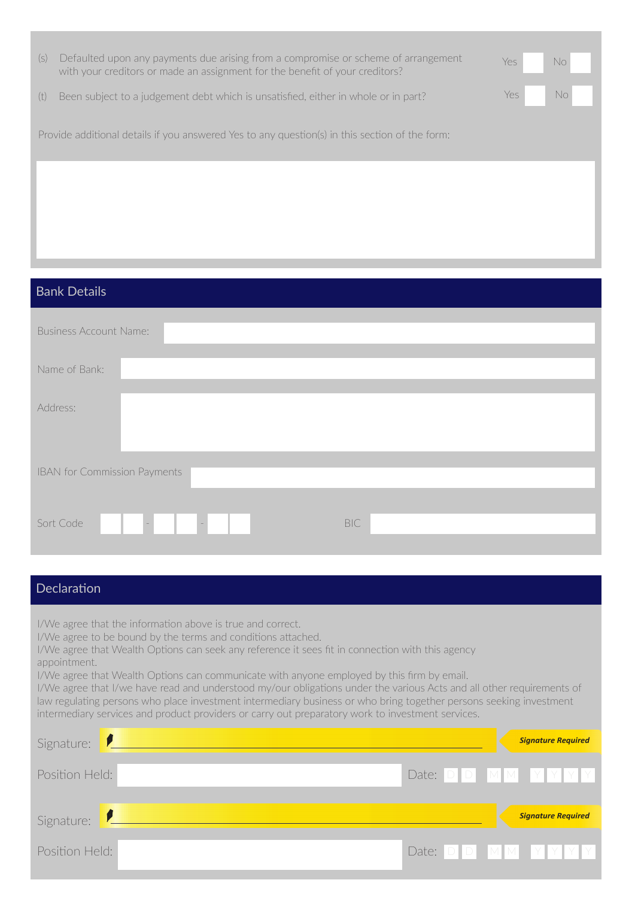(s) Defaulted upon any payments due arising from a compromise or scheme of arrangement with your creditors or made an assignment for the benefit of your creditors? Yes ☐ No ☐

(t) Been subject to a judgement debt which is unsatisfied, either in whole or in part? Yes ☐ No ☐

Provide additional details if you answered Yes to any question(s) in this section of the form:

## Bank Details

Business Account Name:

Name of Bank:

Address:

IBAN for Commission Payments

Sort Code ☐☐ - ☐☐ - ☐☐ BIC

## Declaration

I/We agree that the information above is true and correct.
I/We agree to be bound by the terms and conditions attached.
I/We agree that Wealth Options can seek any reference it sees fit in connection with this agency appointment.
I/We agree that Wealth Options can communicate with anyone employed by this firm by email.
I/We agree that I/we have read and understood my/our obligations under the various Acts and all other requirements of law regulating persons who place investment intermediary business or who bring together persons seeking investment intermediary services and product providers or carry out preparatory work to investment services.

Signature: **Signature Required**

Position Held: Date: D D M M Y Y Y Y

Signature: **Signature Required**

Position Held: Date: D D M M Y Y Y Y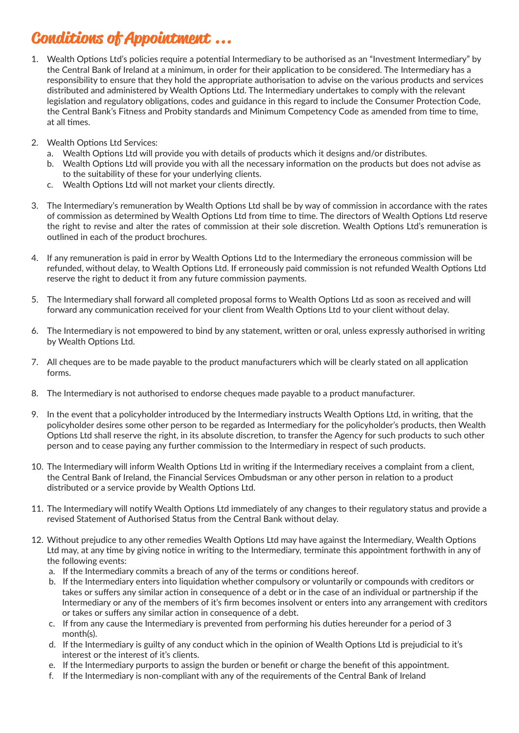# Conditions of Appointment ...

1. Wealth Options Ltd's policies require a potential Intermediary to be authorised as an "Investment Intermediary" by the Central Bank of Ireland at a minimum, in order for their application to be considered. The Intermediary has a responsibility to ensure that they hold the appropriate authorisation to advise on the various products and services distributed and administered by Wealth Options Ltd. The Intermediary undertakes to comply with the relevant legislation and regulatory obligations, codes and guidance in this regard to include the Consumer Protection Code, the Central Bank's Fitness and Probity standards and Minimum Competency Code as amended from time to time, at all times.

2. Wealth Options Ltd Services:
   a. Wealth Options Ltd will provide you with details of products which it designs and/or distributes.
   b. Wealth Options Ltd will provide you with all the necessary information on the products but does not advise as to the suitability of these for your underlying clients.
   c. Wealth Options Ltd will not market your clients directly.

3. The Intermediary's remuneration by Wealth Options Ltd shall be by way of commission in accordance with the rates of commission as determined by Wealth Options Ltd from time to time. The directors of Wealth Options Ltd reserve the right to revise and alter the rates of commission at their sole discretion. Wealth Options Ltd's remuneration is outlined in each of the product brochures.

4. If any remuneration is paid in error by Wealth Options Ltd to the Intermediary the erroneous commission will be refunded, without delay, to Wealth Options Ltd. If erroneously paid commission is not refunded Wealth Options Ltd reserve the right to deduct it from any future commission payments.

5. The Intermediary shall forward all completed proposal forms to Wealth Options Ltd as soon as received and will forward any communication received for your client from Wealth Options Ltd to your client without delay.

6. The Intermediary is not empowered to bind by any statement, written or oral, unless expressly authorised in writing by Wealth Options Ltd.

7. All cheques are to be made payable to the product manufacturers which will be clearly stated on all application forms.

8. The Intermediary is not authorised to endorse cheques made payable to a product manufacturer.

9. In the event that a policyholder introduced by the Intermediary instructs Wealth Options Ltd, in writing, that the policyholder desires some other person to be regarded as Intermediary for the policyholder's products, then Wealth Options Ltd shall reserve the right, in its absolute discretion, to transfer the Agency for such products to such other person and to cease paying any further commission to the Intermediary in respect of such products.

10. The Intermediary will inform Wealth Options Ltd in writing if the Intermediary receives a complaint from a client, the Central Bank of Ireland, the Financial Services Ombudsman or any other person in relation to a product distributed or a service provide by Wealth Options Ltd.

11. The Intermediary will notify Wealth Options Ltd immediately of any changes to their regulatory status and provide a revised Statement of Authorised Status from the Central Bank without delay.

12. Without prejudice to any other remedies Wealth Options Ltd may have against the Intermediary, Wealth Options Ltd may, at any time by giving notice in writing to the Intermediary, terminate this appointment forthwith in any of the following events:
    a. If the Intermediary commits a breach of any of the terms or conditions hereof.
    b. If the Intermediary enters into liquidation whether compulsory or voluntarily or compounds with creditors or takes or suffers any similar action in consequence of a debt or in the case of an individual or partnership if the Intermediary or any of the members of it's firm becomes insolvent or enters into any arrangement with creditors or takes or suffers any similar action in consequence of a debt.
    c. If from any cause the Intermediary is prevented from performing his duties hereunder for a period of 3 month(s).
    d. If the Intermediary is guilty of any conduct which in the opinion of Wealth Options Ltd is prejudicial to it's interest or the interest of it's clients.
    e. If the Intermediary purports to assign the burden or benefit or charge the benefit of this appointment.
    f. If the Intermediary is non-compliant with any of the requirements of the Central Bank of Ireland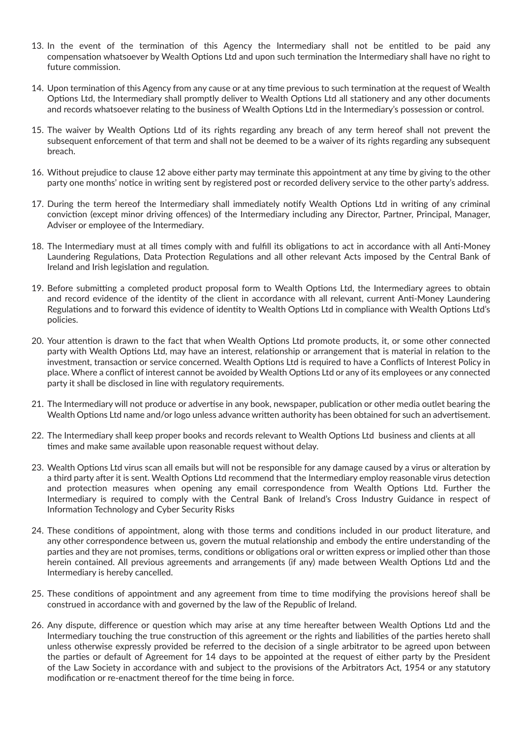13. In the event of the termination of this Agency the Intermediary shall not be entitled to be paid any compensation whatsoever by Wealth Options Ltd and upon such termination the Intermediary shall have no right to future commission.

14. Upon termination of this Agency from any cause or at any time previous to such termination at the request of Wealth Options Ltd, the Intermediary shall promptly deliver to Wealth Options Ltd all stationery and any other documents and records whatsoever relating to the business of Wealth Options Ltd in the Intermediary's possession or control.

15. The waiver by Wealth Options Ltd of its rights regarding any breach of any term hereof shall not prevent the subsequent enforcement of that term and shall not be deemed to be a waiver of its rights regarding any subsequent breach.

16. Without prejudice to clause 12 above either party may terminate this appointment at any time by giving to the other party one months' notice in writing sent by registered post or recorded delivery service to the other party's address.

17. During the term hereof the Intermediary shall immediately notify Wealth Options Ltd in writing of any criminal conviction (except minor driving offences) of the Intermediary including any Director, Partner, Principal, Manager, Adviser or employee of the Intermediary.

18. The Intermediary must at all times comply with and fulfill its obligations to act in accordance with all Anti-Money Laundering Regulations, Data Protection Regulations and all other relevant Acts imposed by the Central Bank of Ireland and Irish legislation and regulation.

19. Before submitting a completed product proposal form to Wealth Options Ltd, the Intermediary agrees to obtain and record evidence of the identity of the client in accordance with all relevant, current Anti-Money Laundering Regulations and to forward this evidence of identity to Wealth Options Ltd in compliance with Wealth Options Ltd's policies.

20. Your attention is drawn to the fact that when Wealth Options Ltd promote products, it, or some other connected party with Wealth Options Ltd, may have an interest, relationship or arrangement that is material in relation to the investment, transaction or service concerned. Wealth Options Ltd is required to have a Conflicts of Interest Policy in place. Where a conflict of interest cannot be avoided by Wealth Options Ltd or any of its employees or any connected party it shall be disclosed in line with regulatory requirements.

21. The Intermediary will not produce or advertise in any book, newspaper, publication or other media outlet bearing the Wealth Options Ltd name and/or logo unless advance written authority has been obtained for such an advertisement.

22. The Intermediary shall keep proper books and records relevant to Wealth Options Ltd business and clients at all times and make same available upon reasonable request without delay.

23. Wealth Options Ltd virus scan all emails but will not be responsible for any damage caused by a virus or alteration by a third party after it is sent. Wealth Options Ltd recommend that the Intermediary employ reasonable virus detection and protection measures when opening any email correspondence from Wealth Options Ltd. Further the Intermediary is required to comply with the Central Bank of Ireland's Cross Industry Guidance in respect of Information Technology and Cyber Security Risks

24. These conditions of appointment, along with those terms and conditions included in our product literature, and any other correspondence between us, govern the mutual relationship and embody the entire understanding of the parties and they are not promises, terms, conditions or obligations oral or written express or implied other than those herein contained. All previous agreements and arrangements (if any) made between Wealth Options Ltd and the Intermediary is hereby cancelled.

25. These conditions of appointment and any agreement from time to time modifying the provisions hereof shall be construed in accordance with and governed by the law of the Republic of Ireland.

26. Any dispute, difference or question which may arise at any time hereafter between Wealth Options Ltd and the Intermediary touching the true construction of this agreement or the rights and liabilities of the parties hereto shall unless otherwise expressly provided be referred to the decision of a single arbitrator to be agreed upon between the parties or default of Agreement for 14 days to be appointed at the request of either party by the President of the Law Society in accordance with and subject to the provisions of the Arbitrators Act, 1954 or any statutory modification or re-enactment thereof for the time being in force.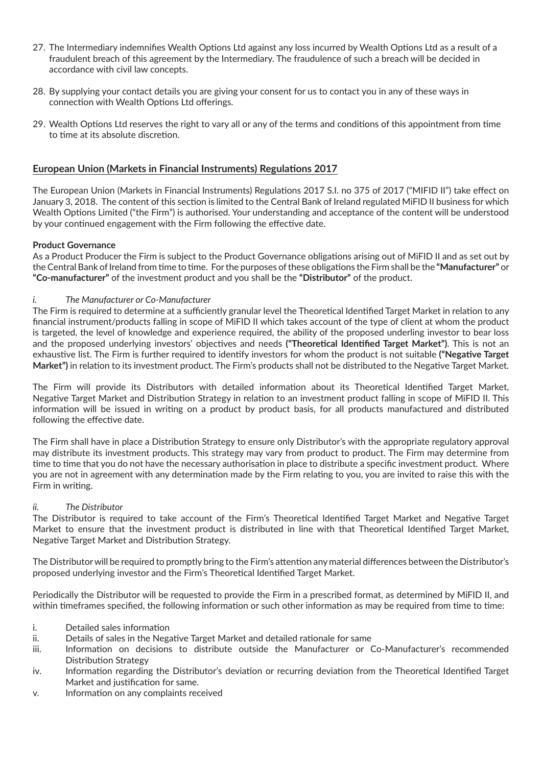27. The Intermediary indemnifies Wealth Options Ltd against any loss incurred by Wealth Options Ltd as a result of a fraudulent breach of this agreement by the Intermediary. The fraudulence of such a breach will be decided in accordance with civil law concepts.

28. By supplying your contact details you are giving your consent for us to contact you in any of these ways in connection with Wealth Options Ltd offerings.

29. Wealth Options Ltd reserves the right to vary all or any of the terms and conditions of this appointment from time to time at its absolute discretion.

## European Union (Markets in Financial Instruments) Regulations 2017

The European Union (Markets in Financial Instruments) Regulations 2017 S.I. no 375 of 2017 ("MIFID II") take effect on January 3, 2018. The content of this section is limited to the Central Bank of Ireland regulated MiFID II business for which Wealth Options Limited ("the Firm") is authorised. Your understanding and acceptance of the content will be understood by your continued engagement with the Firm following the effective date.

**Product Governance**

As a Product Producer the Firm is subject to the Product Governance obligations arising out of MiFID II and as set out by the Central Bank of Ireland from time to time. For the purposes of these obligations the Firm shall be the **"Manufacturer"** or **"Co-manufacturer"** of the investment product and you shall be the **"Distributor"** of the product.

*i. The Manufacturer or Co-Manufacturer*

The Firm is required to determine at a sufficiently granular level the Theoretical Identified Target Market in relation to any financial instrument/products falling in scope of MiFID II which takes account of the type of client at whom the product is targeted, the level of knowledge and experience required, the ability of the proposed underling investor to bear loss and the proposed underlying investors' objectives and needs **("Theoretical Identified Target Market")**. This is not an exhaustive list. The Firm is further required to identify investors for whom the product is not suitable **("Negative Target Market")** in relation to its investment product. The Firm's products shall not be distributed to the Negative Target Market.

The Firm will provide its Distributors with detailed information about its Theoretical Identified Target Market, Negative Target Market and Distribution Strategy in relation to an investment product falling in scope of MiFID II. This information will be issued in writing on a product by product basis, for all products manufactured and distributed following the effective date.

The Firm shall have in place a Distribution Strategy to ensure only Distributor's with the appropriate regulatory approval may distribute its investment products. This strategy may vary from product to product. The Firm may determine from time to time that you do not have the necessary authorisation in place to distribute a specific investment product. Where you are not in agreement with any determination made by the Firm relating to you, you are invited to raise this with the Firm in writing.

*ii. The Distributor*

The Distributor is required to take account of the Firm's Theoretical Identified Target Market and Negative Target Market to ensure that the investment product is distributed in line with that Theoretical Identified Target Market, Negative Target Market and Distribution Strategy.

The Distributor will be required to promptly bring to the Firm's attention any material differences between the Distributor's proposed underlying investor and the Firm's Theoretical Identified Target Market.

Periodically the Distributor will be requested to provide the Firm in a prescribed format, as determined by MiFID II, and within timeframes specified, the following information or such other information as may be required from time to time:

i. Detailed sales information
ii. Details of sales in the Negative Target Market and detailed rationale for same
iii. Information on decisions to distribute outside the Manufacturer or Co-Manufacturer's recommended Distribution Strategy
iv. Information regarding the Distributor's deviation or recurring deviation from the Theoretical Identified Target Market and justification for same.
v. Information on any complaints received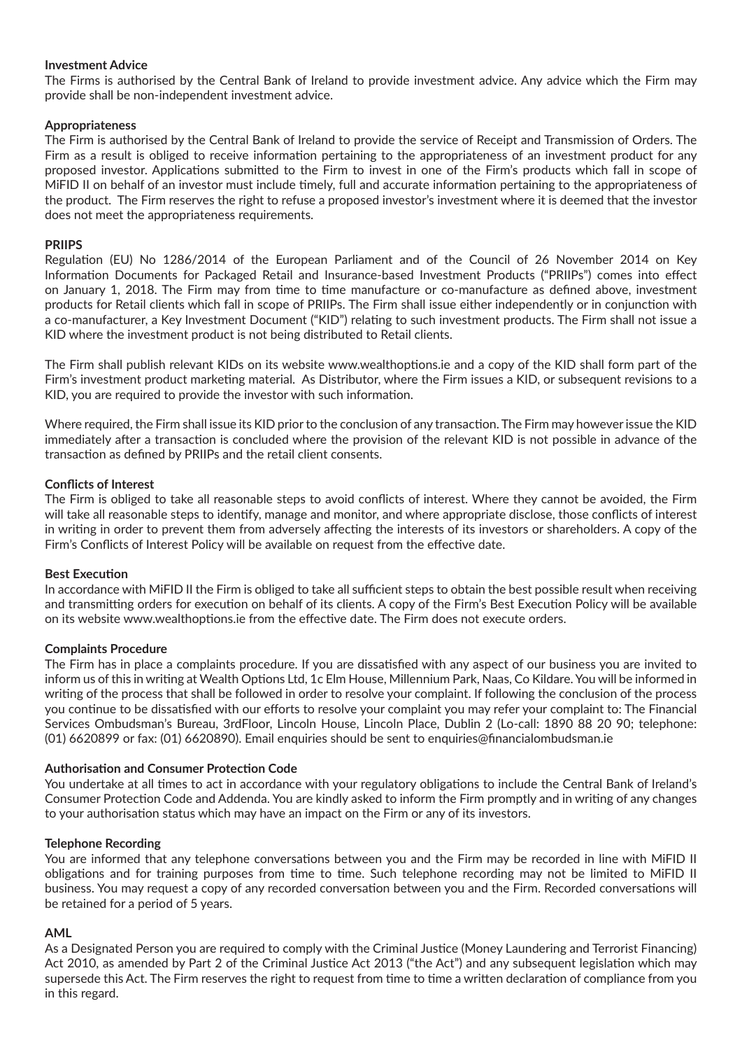**Investment Advice**

The Firms is authorised by the Central Bank of Ireland to provide investment advice. Any advice which the Firm may provide shall be non-independent investment advice.

**Appropriateness**

The Firm is authorised by the Central Bank of Ireland to provide the service of Receipt and Transmission of Orders. The Firm as a result is obliged to receive information pertaining to the appropriateness of an investment product for any proposed investor. Applications submitted to the Firm to invest in one of the Firm's products which fall in scope of MiFID II on behalf of an investor must include timely, full and accurate information pertaining to the appropriateness of the product. The Firm reserves the right to refuse a proposed investor's investment where it is deemed that the investor does not meet the appropriateness requirements.

**PRIIPS**

Regulation (EU) No 1286/2014 of the European Parliament and of the Council of 26 November 2014 on Key Information Documents for Packaged Retail and Insurance-based Investment Products ("PRIIPs") comes into effect on January 1, 2018. The Firm may from time to time manufacture or co-manufacture as defined above, investment products for Retail clients which fall in scope of PRIIPs. The Firm shall issue either independently or in conjunction with a co-manufacturer, a Key Investment Document ("KID") relating to such investment products. The Firm shall not issue a KID where the investment product is not being distributed to Retail clients.

The Firm shall publish relevant KIDs on its website www.wealthoptions.ie and a copy of the KID shall form part of the Firm's investment product marketing material. As Distributor, where the Firm issues a KID, or subsequent revisions to a KID, you are required to provide the investor with such information.

Where required, the Firm shall issue its KID prior to the conclusion of any transaction. The Firm may however issue the KID immediately after a transaction is concluded where the provision of the relevant KID is not possible in advance of the transaction as defined by PRIIPs and the retail client consents.

**Conflicts of Interest**

The Firm is obliged to take all reasonable steps to avoid conflicts of interest. Where they cannot be avoided, the Firm will take all reasonable steps to identify, manage and monitor, and where appropriate disclose, those conflicts of interest in writing in order to prevent them from adversely affecting the interests of its investors or shareholders. A copy of the Firm's Conflicts of Interest Policy will be available on request from the effective date.

**Best Execution**

In accordance with MiFID II the Firm is obliged to take all sufficient steps to obtain the best possible result when receiving and transmitting orders for execution on behalf of its clients. A copy of the Firm's Best Execution Policy will be available on its website www.wealthoptions.ie from the effective date. The Firm does not execute orders.

**Complaints Procedure**

The Firm has in place a complaints procedure. If you are dissatisfied with any aspect of our business you are invited to inform us of this in writing at Wealth Options Ltd, 1c Elm House, Millennium Park, Naas, Co Kildare. You will be informed in writing of the process that shall be followed in order to resolve your complaint. If following the conclusion of the process you continue to be dissatisfied with our efforts to resolve your complaint you may refer your complaint to: The Financial Services Ombudsman's Bureau, 3rdFloor, Lincoln House, Lincoln Place, Dublin 2 (Lo-call: 1890 88 20 90; telephone: (01) 6620899 or fax: (01) 6620890). Email enquiries should be sent to enquiries@financialombudsman.ie

**Authorisation and Consumer Protection Code**

You undertake at all times to act in accordance with your regulatory obligations to include the Central Bank of Ireland's Consumer Protection Code and Addenda. You are kindly asked to inform the Firm promptly and in writing of any changes to your authorisation status which may have an impact on the Firm or any of its investors.

**Telephone Recording**

You are informed that any telephone conversations between you and the Firm may be recorded in line with MiFID II obligations and for training purposes from time to time. Such telephone recording may not be limited to MiFID II business. You may request a copy of any recorded conversation between you and the Firm. Recorded conversations will be retained for a period of 5 years.

**AML**

As a Designated Person you are required to comply with the Criminal Justice (Money Laundering and Terrorist Financing) Act 2010, as amended by Part 2 of the Criminal Justice Act 2013 ("the Act") and any subsequent legislation which may supersede this Act. The Firm reserves the right to request from time to time a written declaration of compliance from you in this regard.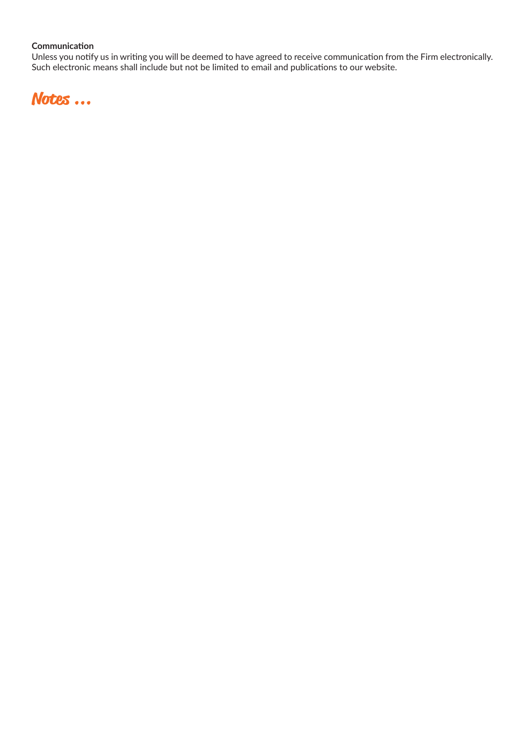**Communication**

Unless you notify us in writing you will be deemed to have agreed to receive communication from the Firm electronically. Such electronic means shall include but not be limited to email and publications to our website.

## Notes …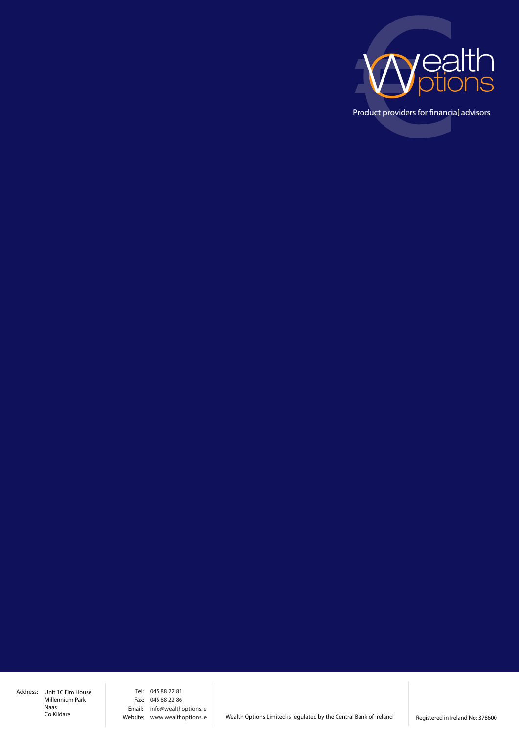Wealth Options

Product providers for financial advisors

Address: Unit 1C Elm House
Millennium Park
Naas
Co Kildare

Tel: 045 88 22 81
Fax: 045 88 22 86
Email: info@wealthoptions.ie
Website: www.wealthoptions.ie

Wealth Options Limited is regulated by the Central Bank of Ireland

Registered in Ireland No: 378600